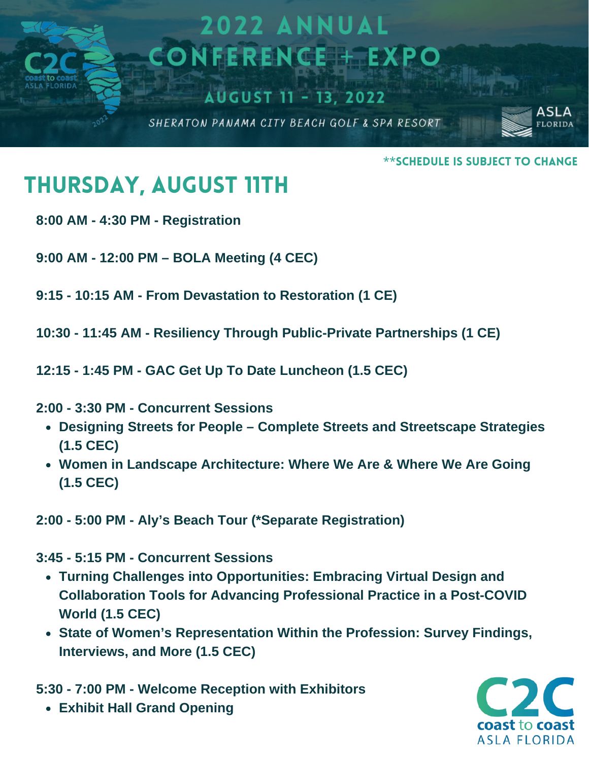# 2022 ANNUAL CONFERENCE + EXPO

## AUGUST 11 - 13, 2022

*SHERATON PANAMA CITY BEACH GOLF & SPA RESORT*

**SCHEDULE IS SUBJECT TO CHANGE

## THURSDAY, AUGUST 11TH

**8:00 AM - 4:30 PM - Registration**

**9:00 AM - 12:00 PM – BOLA Meeting (4 CEC)**

**9:15 - 10:15 AM - From Devastation to Restoration (1 CE)**

**10:30 - 11:45 AM - Resiliency Through Public-Private Partnerships (1 CE)**

**12:15 - 1:45 PM - GAC Get Up To Date Luncheon (1.5 CEC)**

**2:00 - 3:30 PM - Concurrent Sessions**

- **Designing Streets for People – Complete Streets and Streetscape Strategies (1.5 CEC)**
- **Women in Landscape Architecture: Where We Are & Where We Are Going (1.5 CEC)**

**2:00 - 5:00 PM - Aly's Beach Tour (*Separate Registration)**

**3:45 - 5:15 PM - Concurrent Sessions**

- **Turning Challenges into Opportunities: Embracing Virtual Design and Collaboration Tools for Advancing Professional Practice in a Post-COVID World (1.5 CEC)**
- **State of Women's Representation Within the Profession: Survey Findings, Interviews, and More (1.5 CEC)**

**5:30 - 7:00 PM - Welcome Reception with Exhibitors**

- **Exhibit Hall Grand Opening**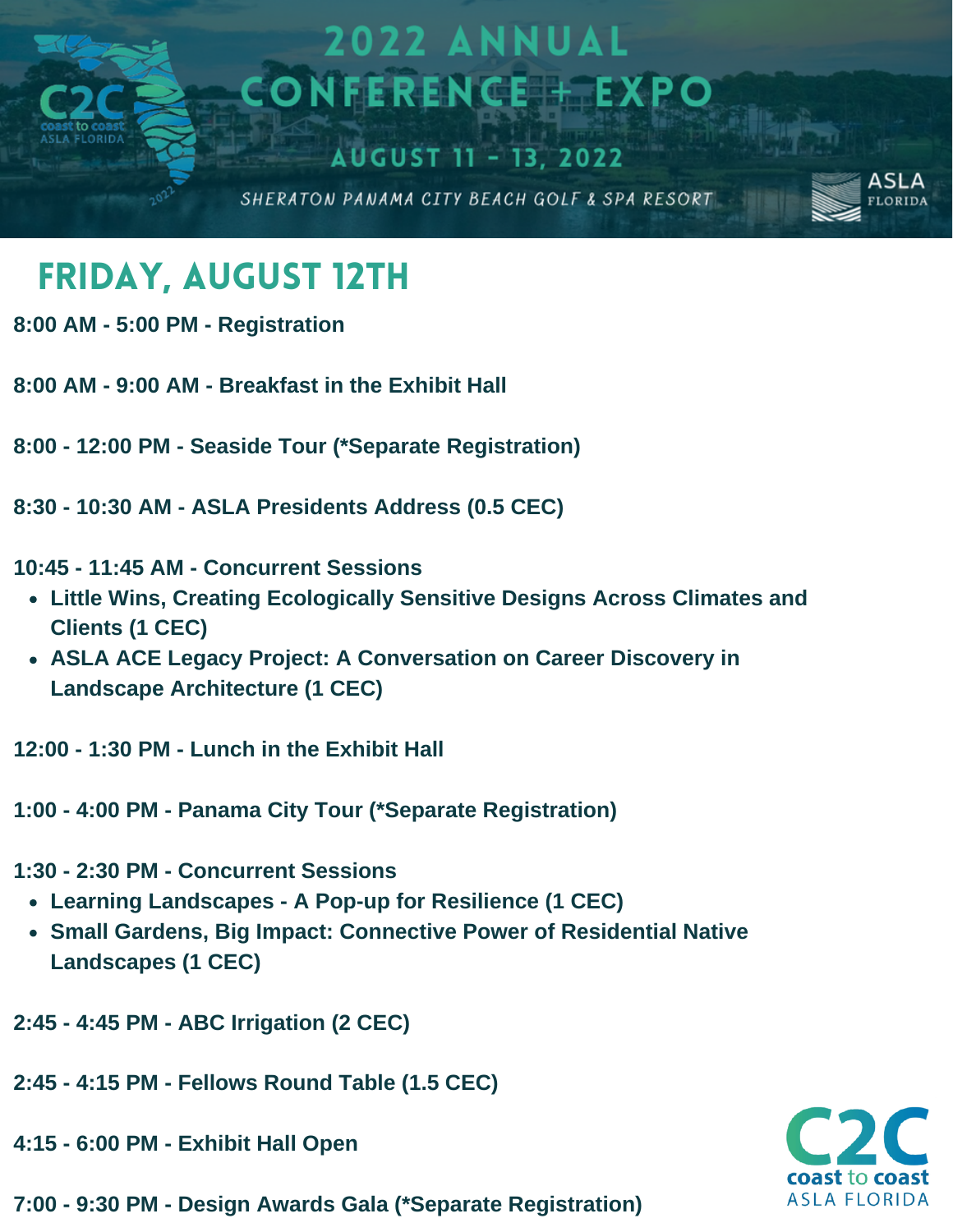# 2022 ANNUAL CONFERENCE + EXPO

AUGUST 11 - 13, 2022

*SHERATON PANAMA CITY BEACH GOLF & SPA RESORT*

## FRIDAY, AUGUST 12TH

**8:00 AM - 5:00 PM - Registration**

**8:00 AM - 9:00 AM - Breakfast in the Exhibit Hall**

**8:00 - 12:00 PM - Seaside Tour (*Separate Registration)**

**8:30 - 10:30 AM - ASLA Presidents Address (0.5 CEC)**

**10:45 - 11:45 AM - Concurrent Sessions**

- **Little Wins, Creating Ecologically Sensitive Designs Across Climates and Clients (1 CEC)**
- **ASLA ACE Legacy Project: A Conversation on Career Discovery in Landscape Architecture (1 CEC)**

**12:00 - 1:30 PM - Lunch in the Exhibit Hall**

**1:00 - 4:00 PM - Panama City Tour (*Separate Registration)**

**1:30 - 2:30 PM - Concurrent Sessions**

- **Learning Landscapes - A Pop-up for Resilience (1 CEC)**
- **Small Gardens, Big Impact: Connective Power of Residential Native Landscapes (1 CEC)**

**2:45 - 4:45 PM - ABC Irrigation (2 CEC)**

**2:45 - 4:15 PM - Fellows Round Table (1.5 CEC)**

**4:15 - 6:00 PM - Exhibit Hall Open**

**7:00 - 9:30 PM - Design Awards Gala (*Separate Registration)**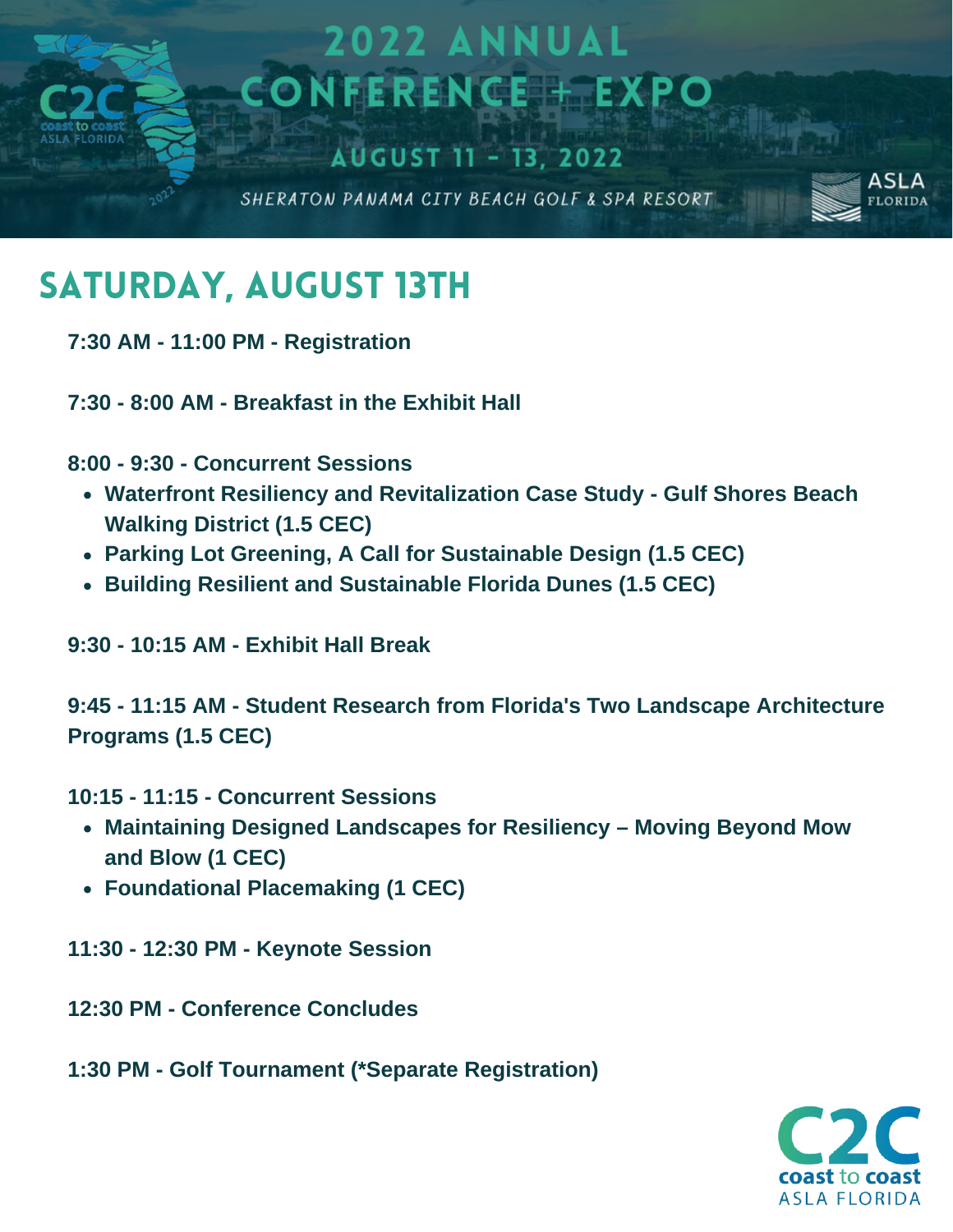# 2022 ANNUAL CONFERENCE + EXPO

AUGUST 11 - 13, 2022

*SHERATON PANAMA CITY BEACH GOLF & SPA RESORT*

## SATURDAY, AUGUST 13TH

**7:30 AM - 11:00 PM - Registration**

**7:30 - 8:00 AM - Breakfast in the Exhibit Hall**

**8:00 - 9:30 - Concurrent Sessions**

- **Waterfront Resiliency and Revitalization Case Study - Gulf Shores Beach Walking District (1.5 CEC)**
- **Parking Lot Greening, A Call for Sustainable Design (1.5 CEC)**
- **Building Resilient and Sustainable Florida Dunes (1.5 CEC)**

**9:30 - 10:15 AM - Exhibit Hall Break**

**9:45 - 11:15 AM - Student Research from Florida's Two Landscape Architecture Programs (1.5 CEC)**

**10:15 - 11:15 - Concurrent Sessions**

- **Maintaining Designed Landscapes for Resiliency – Moving Beyond Mow and Blow (1 CEC)**
- **Foundational Placemaking (1 CEC)**

**11:30 - 12:30 PM - Keynote Session**

**12:30 PM - Conference Concludes**

**1:30 PM - Golf Tournament (*Separate Registration)**